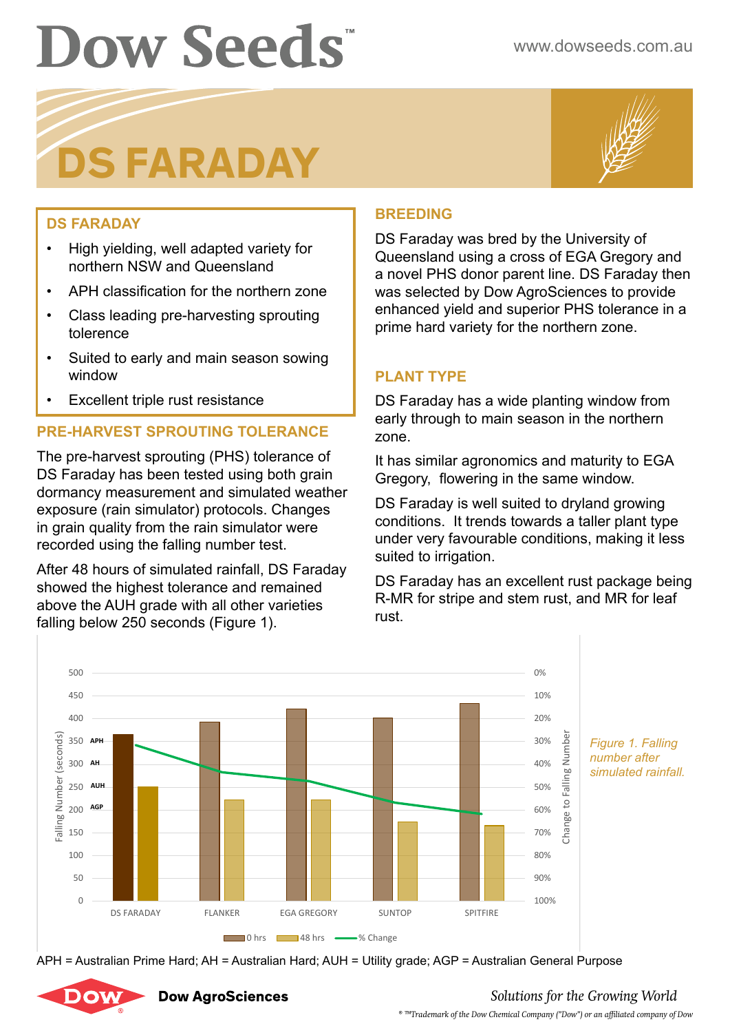# Dow Seeds™

www.dowseeds.com.au

# DS FARADAY

## DS FARADAY

- High yielding, well adapted variety for northern NSW and Queensland
- APH classification for the northern zone
- Class leading pre-harvesting sprouting tolerence
- Suited to early and main season sowing window
- Excellent triple rust resistance

## PRE-HARVEST SPROUTING TOLERANCE

The pre-harvest sprouting (PHS) tolerance of DS Faraday has been tested using both grain dormancy measurement and simulated weather exposure (rain simulator) protocols. Changes in grain quality from the rain simulator were recorded using the falling number test.

After 48 hours of simulated rainfall, DS Faraday showed the highest tolerance and remained above the AUH grade with all other varieties falling below 250 seconds (Figure 1).

## BREEDING

DS Faraday was bred by the University of Queensland using a cross of EGA Gregory and a novel PHS donor parent line. DS Faraday then was selected by Dow AgroSciences to provide enhanced yield and superior PHS tolerance in a prime hard variety for the northern zone.

## PLANT TYPE

DS Faraday has a wide planting window from early through to main season in the northern zone.

It has similar agronomics and maturity to EGA Gregory, flowering in the same window.

DS Faraday is well suited to dryland growing conditions. It trends towards a taller plant type under very favourable conditions, making it less suited to irrigation.

DS Faraday has an excellent rust package being R-MR for stripe and stem rust, and MR for leaf rust.

*Figure 1. Falling number after simulated rainfall.*

APH = Australian Prime Hard; AH = Australian Hard; AUH = Utility grade; AGP = Australian General Purpose

Dow AgroSciences

*Solutions for the Growing World*

® ™Trademark of the Dow Chemical Company ("Dow") or an affiliated company of Dow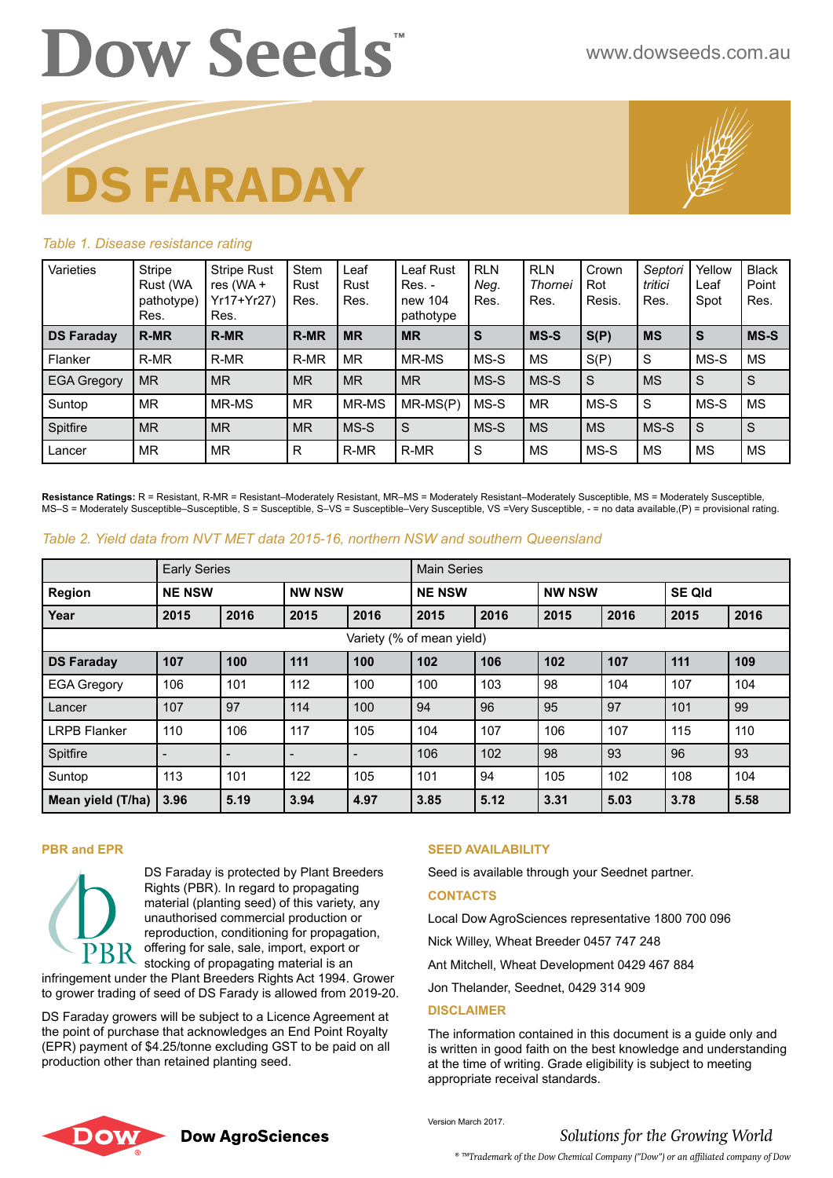# Dow Seeds™

www.dowseeds.com.au

# DS FARADAY

*Table 1. Disease resistance rating*

| Varieties | Stripe Rust (WA pathotype) Res. | Stripe Rust res (WA + Yr17+Yr27) Res. | Stem Rust Res. | Leaf Rust Res. | Leaf Rust Res. - new 104 pathotype | RLN *Neg.* Res. | RLN *Thornei* Res. | Crown Rot Resis. | *Septori tritici* Res. | Yellow Leaf Spot | Black Point Res. |
|---|---|---|---|---|---|---|---|---|---|---|---|
| **DS Faraday** | **R-MR** | **R-MR** | **R-MR** | **MR** | **MR** | **S** | **MS-S** | **S(P)** | **MS** | **S** | **MS-S** |
| Flanker | R-MR | R-MR | R-MR | MR | MR-MS | MS-S | MS | S(P) | S | MS-S | MS |
| EGA Gregory | MR | MR | MR | MR | MR | MS-S | MS-S | S | MS | S | S |
| Suntop | MR | MR-MS | MR | MR-MS | MR-MS(P) | MS-S | MR | MS-S | S | MS-S | MS |
| Spitfire | MR | MR | MR | MS-S | S | MS-S | MS | MS | MS-S | S | S |
| Lancer | MR | MR | R | R-MR | R-MR | S | MS | MS-S | MS | MS | MS |

**Resistance Ratings:** R = Resistant, R-MR = Resistant–Moderately Resistant, MR–MS = Moderately Resistant–Moderately Susceptible, MS = Moderately Susceptible, MS–S = Moderately Susceptible–Susceptible, S = Susceptible, S–VS = Susceptible–Very Susceptible, VS =Very Susceptible, - = no data available,(P) = provisional rating.

*Table 2. Yield data from NVT MET data 2015-16, northern NSW and southern Queensland*

| | Early Series | | | | Main Series | | | | | |
|---|---|---|---|---|---|---|---|---|---|---|
| **Region** | **NE NSW** | | **NW NSW** | | **NE NSW** | | **NW NSW** | | **SE Qld** | |
| **Year** | **2015** | **2016** | **2015** | **2016** | **2015** | **2016** | **2015** | **2016** | **2015** | **2016** |
| | Variety (% of mean yield) | | | | | | | | | |
| **DS Faraday** | **107** | **100** | **111** | **100** | **102** | **106** | **102** | **107** | **111** | **109** |
| EGA Gregory | 106 | 101 | 112 | 100 | 100 | 103 | 98 | 104 | 107 | 104 |
| Lancer | 107 | 97 | 114 | 100 | 94 | 96 | 95 | 97 | 101 | 99 |
| LRPB Flanker | 110 | 106 | 117 | 105 | 104 | 107 | 106 | 107 | 115 | 110 |
| Spitfire | - | - | - | - | 106 | 102 | 98 | 93 | 96 | 93 |
| Suntop | 113 | 101 | 122 | 105 | 101 | 94 | 105 | 102 | 108 | 104 |
| **Mean yield (T/ha)** | **3.96** | **5.19** | **3.94** | **4.97** | **3.85** | **5.12** | **3.31** | **5.03** | **3.78** | **5.58** |

## PBR and EPR

DS Faraday is protected by Plant Breeders Rights (PBR). In regard to propagating material (planting seed) of this variety, any unauthorised commercial production or reproduction, conditioning for propagation, offering for sale, sale, import, export or stocking of propagating material is an infringement under the Plant Breeders Rights Act 1994. Grower to grower trading of seed of DS Farady is allowed from 2019-20.

DS Faraday growers will be subject to a Licence Agreement at the point of purchase that acknowledges an End Point Royalty (EPR) payment of $4.25/tonne excluding GST to be paid on all production other than retained planting seed.

## SEED AVAILABILITY

Seed is available through your Seednet partner.

## CONTACTS

Local Dow AgroSciences representative 1800 700 096

Nick Willey, Wheat Breeder 0457 747 248

Ant Mitchell, Wheat Development 0429 467 884

Jon Thelander, Seednet, 0429 314 909

## DISCLAIMER

The information contained in this document is a guide only and is written in good faith on the best knowledge and understanding at the time of writing. Grade eligibility is subject to meeting appropriate receival standards.

Version March 2017.

Dow AgroSciences

*Solutions for the Growing World*

*® ™Trademark of the Dow Chemical Company ("Dow") or an affiliated company of Dow*